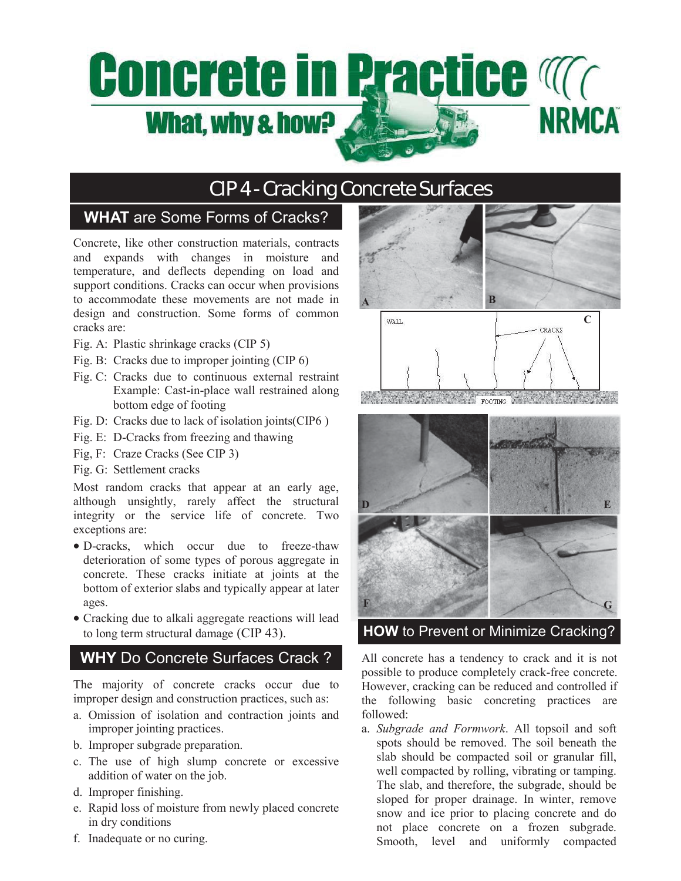# Concrete in Practice

**What, why & how?**

NRMCA

## CIP 4 - Cracking Concrete Surfaces

### WHAT are Some Forms of Cracks?

Concrete, like other construction materials, contracts and expands with changes in moisture and temperature, and deflects depending on load and support conditions. Cracks can occur when provisions to accommodate these movements are not made in design and construction. Some forms of common cracks are:

Fig. A: Plastic shrinkage cracks (CIP 5)

Fig. B: Cracks due to improper jointing (CIP 6)

Fig. C: Cracks due to continuous external restraint Example: Cast-in-place wall restrained along bottom edge of footing

Fig. D: Cracks due to lack of isolation joints(CIP6 )

Fig. E: D-Cracks from freezing and thawing

Fig, F: Craze Cracks (See CIP 3)

Fig. G: Settlement cracks

Most random cracks that appear at an early age, although unsightly, rarely affect the structural integrity or the service life of concrete. Two exceptions are:

- D-cracks, which occur due to freeze-thaw deterioration of some types of porous aggregate in concrete. These cracks initiate at joints at the bottom of exterior slabs and typically appear at later ages.
- Cracking due to alkali aggregate reactions will lead to long term structural damage (CIP 43).

### WHY Do Concrete Surfaces Crack ?

The majority of concrete cracks occur due to improper design and construction practices, such as:

a. Omission of isolation and contraction joints and improper jointing practices.
b. Improper subgrade preparation.
c. The use of high slump concrete or excessive addition of water on the job.
d. Improper finishing.
e. Rapid loss of moisture from newly placed concrete in dry conditions
f. Inadequate or no curing.

A

B

C

WALL

CRACKS

FOOTING

D

E

F

G

### HOW to Prevent or Minimize Cracking?

All concrete has a tendency to crack and it is not possible to produce completely crack-free concrete. However, cracking can be reduced and controlled if the following basic concreting practices are followed:

a. *Subgrade and Formwork*. All topsoil and soft spots should be removed. The soil beneath the slab should be compacted soil or granular fill, well compacted by rolling, vibrating or tamping. The slab, and therefore, the subgrade, should be sloped for proper drainage. In winter, remove snow and ice prior to placing concrete and do not place concrete on a frozen subgrade. Smooth, level and uniformly compacted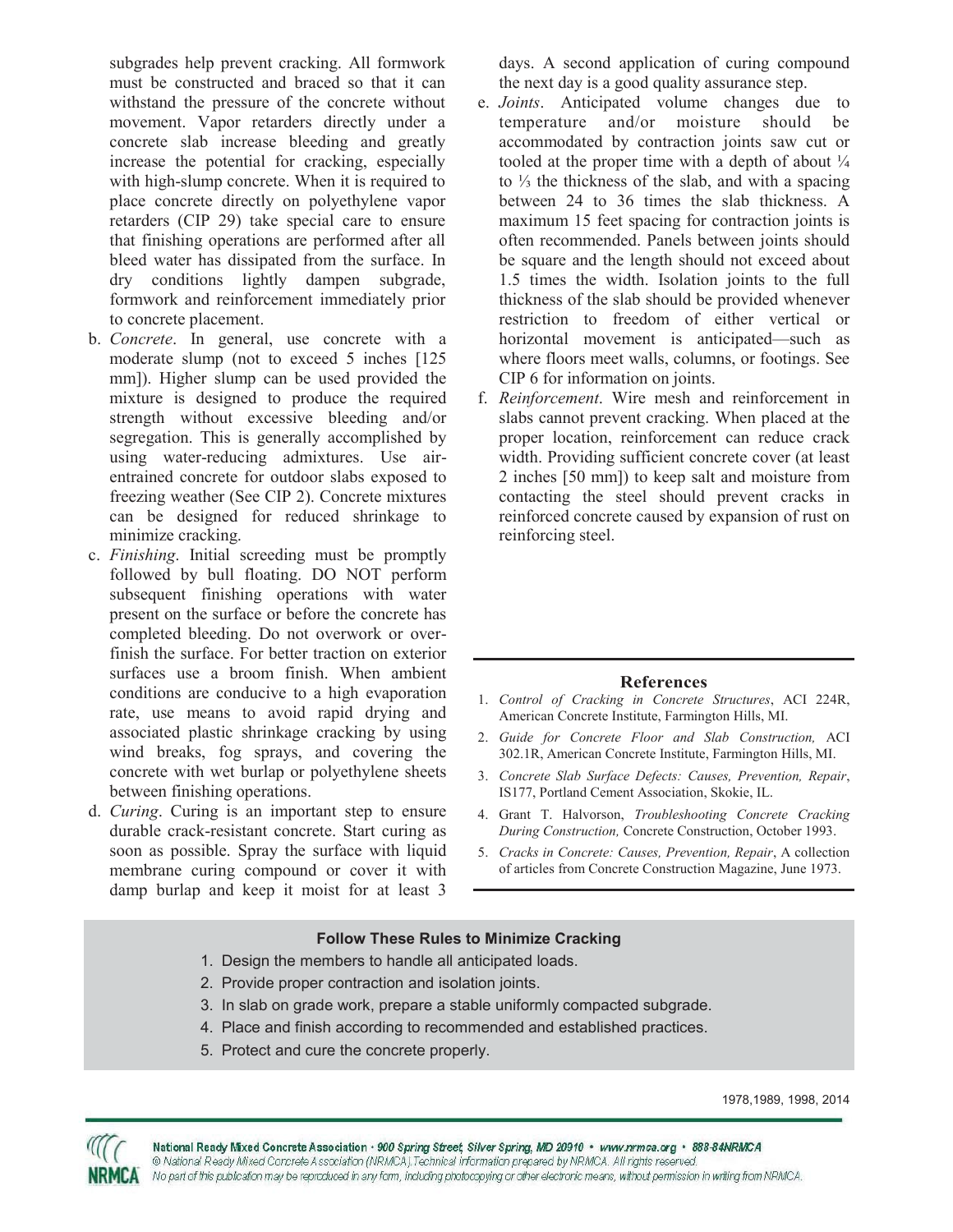subgrades help prevent cracking. All formwork must be constructed and braced so that it can withstand the pressure of the concrete without movement. Vapor retarders directly under a concrete slab increase bleeding and greatly increase the potential for cracking, especially with high-slump concrete. When it is required to place concrete directly on polyethylene vapor retarders (CIP 29) take special care to ensure that finishing operations are performed after all bleed water has dissipated from the surface. In dry conditions lightly dampen subgrade, formwork and reinforcement immediately prior to concrete placement.

b. *Concrete*. In general, use concrete with a moderate slump (not to exceed 5 inches [125 mm]). Higher slump can be used provided the mixture is designed to produce the required strength without excessive bleeding and/or segregation. This is generally accomplished by using water-reducing admixtures. Use air-entrained concrete for outdoor slabs exposed to freezing weather (See CIP 2). Concrete mixtures can be designed for reduced shrinkage to minimize cracking.

c. *Finishing*. Initial screeding must be promptly followed by bull floating. DO NOT perform subsequent finishing operations with water present on the surface or before the concrete has completed bleeding. Do not overwork or over-finish the surface. For better traction on exterior surfaces use a broom finish. When ambient conditions are conducive to a high evaporation rate, use means to avoid rapid drying and associated plastic shrinkage cracking by using wind breaks, fog sprays, and covering the concrete with wet burlap or polyethylene sheets between finishing operations.

d. *Curing*. Curing is an important step to ensure durable crack-resistant concrete. Start curing as soon as possible. Spray the surface with liquid membrane curing compound or cover it with damp burlap and keep it moist for at least 3 days. A second application of curing compound the next day is a good quality assurance step.

e. *Joints*. Anticipated volume changes due to temperature and/or moisture should be accommodated by contraction joints saw cut or tooled at the proper time with a depth of about ¼ to ⅓ the thickness of the slab, and with a spacing between 24 to 36 times the slab thickness. A maximum 15 feet spacing for contraction joints is often recommended. Panels between joints should be square and the length should not exceed about 1.5 times the width. Isolation joints to the full thickness of the slab should be provided whenever restriction to freedom of either vertical or horizontal movement is anticipated—such as where floors meet walls, columns, or footings. See CIP 6 for information on joints.

f. *Reinforcement*. Wire mesh and reinforcement in slabs cannot prevent cracking. When placed at the proper location, reinforcement can reduce crack width. Providing sufficient concrete cover (at least 2 inches [50 mm]) to keep salt and moisture from contacting the steel should prevent cracks in reinforced concrete caused by expansion of rust on reinforcing steel.

## References

1. *Control of Cracking in Concrete Structures*, ACI 224R, American Concrete Institute, Farmington Hills, MI.
2. *Guide for Concrete Floor and Slab Construction,* ACI 302.1R, American Concrete Institute, Farmington Hills, MI.
3. *Concrete Slab Surface Defects: Causes, Prevention, Repair*, IS177, Portland Cement Association, Skokie, IL.
4. Grant T. Halvorson, *Troubleshooting Concrete Cracking During Construction,* Concrete Construction, October 1993.
5. *Cracks in Concrete: Causes, Prevention, Repair*, A collection of articles from Concrete Construction Magazine, June 1973.

**Follow These Rules to Minimize Cracking**

1. Design the members to handle all anticipated loads.
2. Provide proper contraction and isolation joints.
3. In slab on grade work, prepare a stable uniformly compacted subgrade.
4. Place and finish according to recommended and established practices.
5. Protect and cure the concrete properly.

1978,1989, 1998, 2014

National Ready Mixed Concrete Association • 900 Spring Street, Silver Spring, MD 20910 • www.nrmca.org • 888-84NRMCA
© National Ready Mixed Concrete Association (NRMCA).Technical information prepared by NRMCA. All rights reserved.
No part of this publication may be reproduced in any form, including photocopying or other electronic means, without permission in writing from NRMCA.